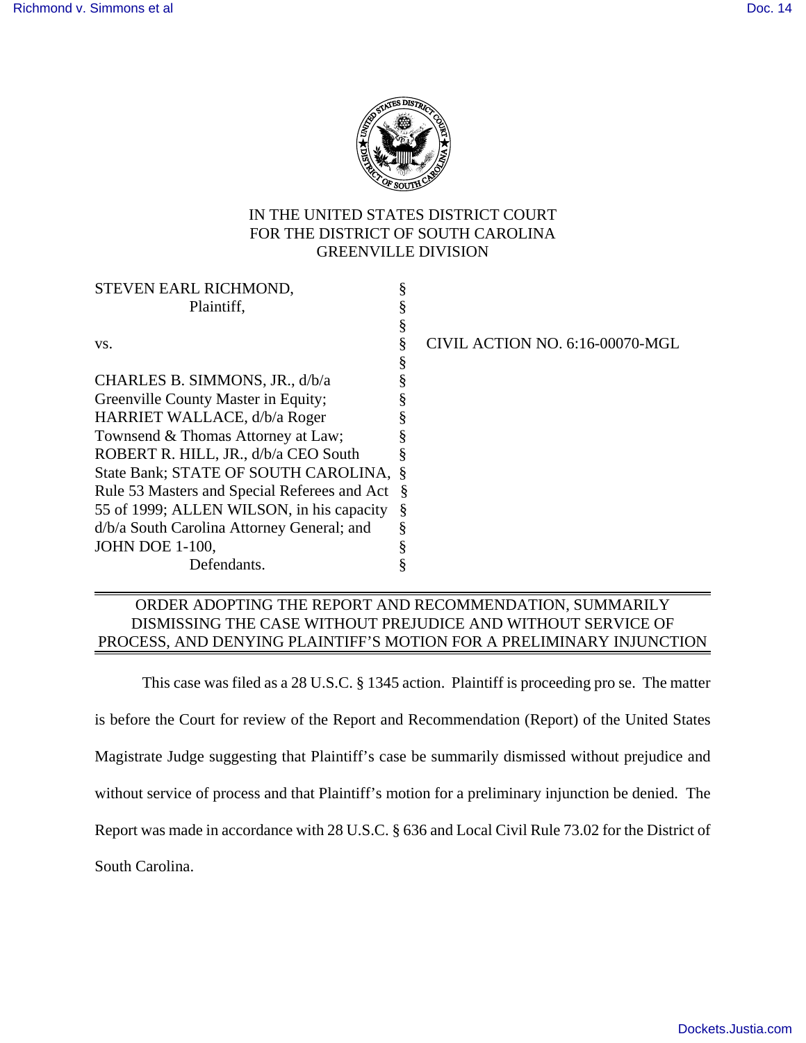IN THE UNITED STATES DISTRICT COURT
FOR THE DISTRICT OF SOUTH CAROLINA
GREENVILLE DIVISION

| | | |
|---|---|---|
| STEVEN EARL RICHMOND, Plaintiff, | § | |
| vs. | § | CIVIL ACTION NO. 6:16-00070-MGL |
| CHARLES B. SIMMONS, JR., d/b/a Greenville County Master in Equity; HARRIET WALLACE, d/b/a Roger Townsend & Thomas Attorney at Law; ROBERT R. HILL, JR., d/b/a CEO South State Bank; STATE OF SOUTH CAROLINA, Rule 53 Masters and Special Referees and Act 55 of 1999; ALLEN WILSON, in his capacity d/b/a South Carolina Attorney General; and JOHN DOE 1-100, Defendants. | § | |

## ORDER ADOPTING THE REPORT AND RECOMMENDATION, SUMMARILY DISMISSING THE CASE WITHOUT PREJUDICE AND WITHOUT SERVICE OF PROCESS, AND DENYING PLAINTIFF'S MOTION FOR A PRELIMINARY INJUNCTION

This case was filed as a 28 U.S.C. § 1345 action. Plaintiff is proceeding pro se. The matter is before the Court for review of the Report and Recommendation (Report) of the United States Magistrate Judge suggesting that Plaintiff's case be summarily dismissed without prejudice and without service of process and that Plaintiff's motion for a preliminary injunction be denied. The Report was made in accordance with 28 U.S.C. § 636 and Local Civil Rule 73.02 for the District of South Carolina.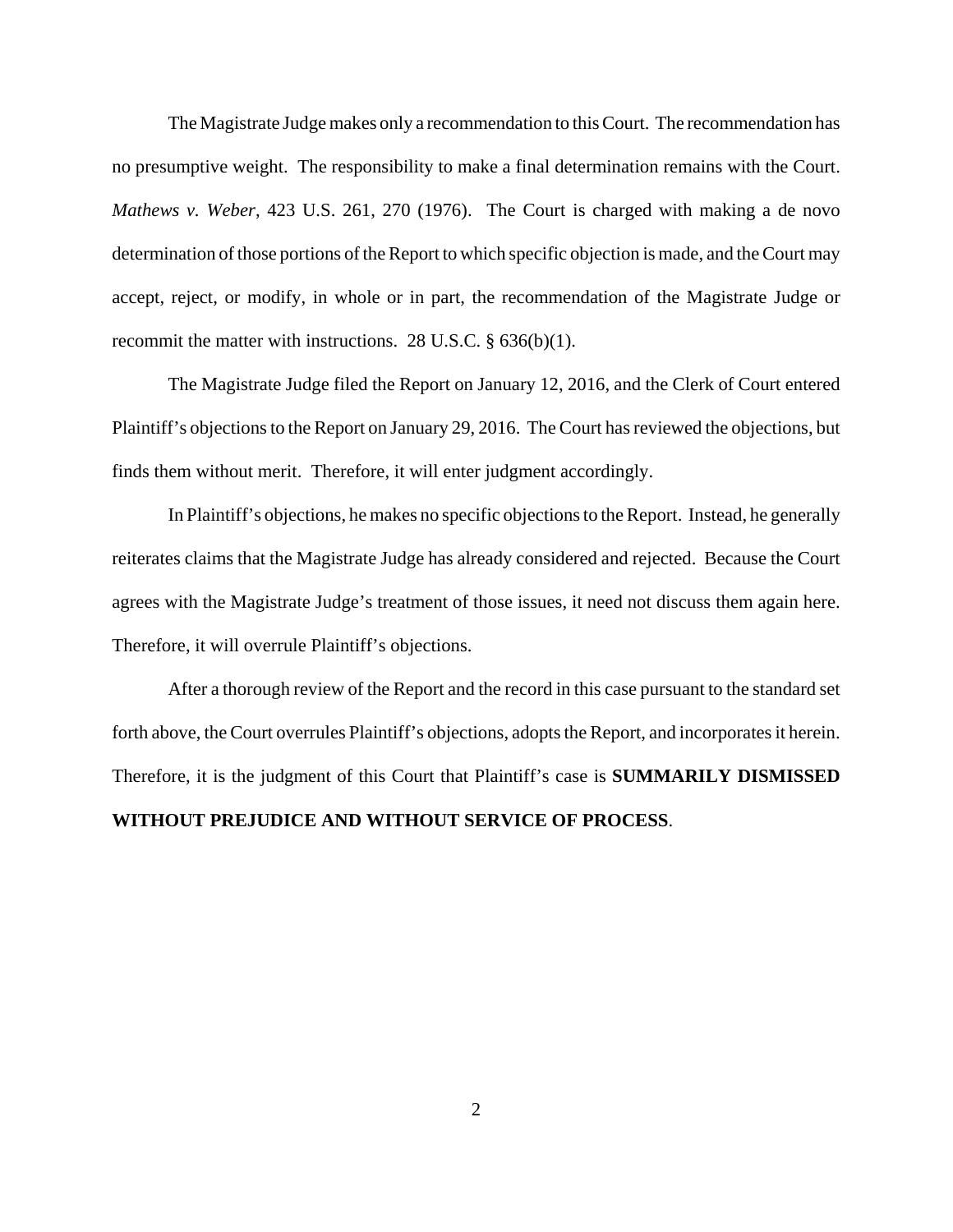The Magistrate Judge makes only a recommendation to this Court. The recommendation has no presumptive weight. The responsibility to make a final determination remains with the Court. *Mathews v. Weber*, 423 U.S. 261, 270 (1976). The Court is charged with making a de novo determination of those portions of the Report to which specific objection is made, and the Court may accept, reject, or modify, in whole or in part, the recommendation of the Magistrate Judge or recommit the matter with instructions. 28 U.S.C. § 636(b)(1).

The Magistrate Judge filed the Report on January 12, 2016, and the Clerk of Court entered Plaintiff's objections to the Report on January 29, 2016. The Court has reviewed the objections, but finds them without merit. Therefore, it will enter judgment accordingly.

In Plaintiff's objections, he makes no specific objections to the Report. Instead, he generally reiterates claims that the Magistrate Judge has already considered and rejected. Because the Court agrees with the Magistrate Judge's treatment of those issues, it need not discuss them again here. Therefore, it will overrule Plaintiff's objections.

After a thorough review of the Report and the record in this case pursuant to the standard set forth above, the Court overrules Plaintiff's objections, adopts the Report, and incorporates it herein. Therefore, it is the judgment of this Court that Plaintiff's case is **SUMMARILY DISMISSED WITHOUT PREJUDICE AND WITHOUT SERVICE OF PROCESS**.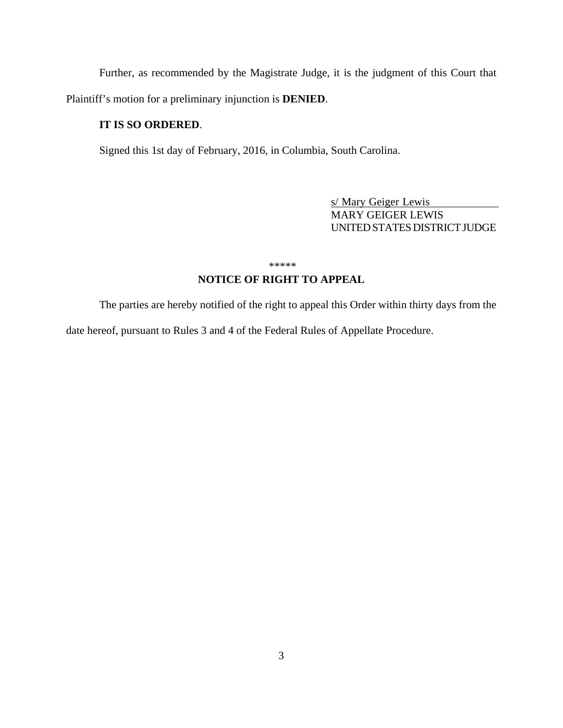Further, as recommended by the Magistrate Judge, it is the judgment of this Court that Plaintiff's motion for a preliminary injunction is **DENIED**.

**IT IS SO ORDERED**.

Signed this 1st day of February, 2016, in Columbia, South Carolina.

s/ Mary Geiger Lewis
MARY GEIGER LEWIS
UNITED STATES DISTRICT JUDGE

*****

**NOTICE OF RIGHT TO APPEAL**

The parties are hereby notified of the right to appeal this Order within thirty days from the date hereof, pursuant to Rules 3 and 4 of the Federal Rules of Appellate Procedure.